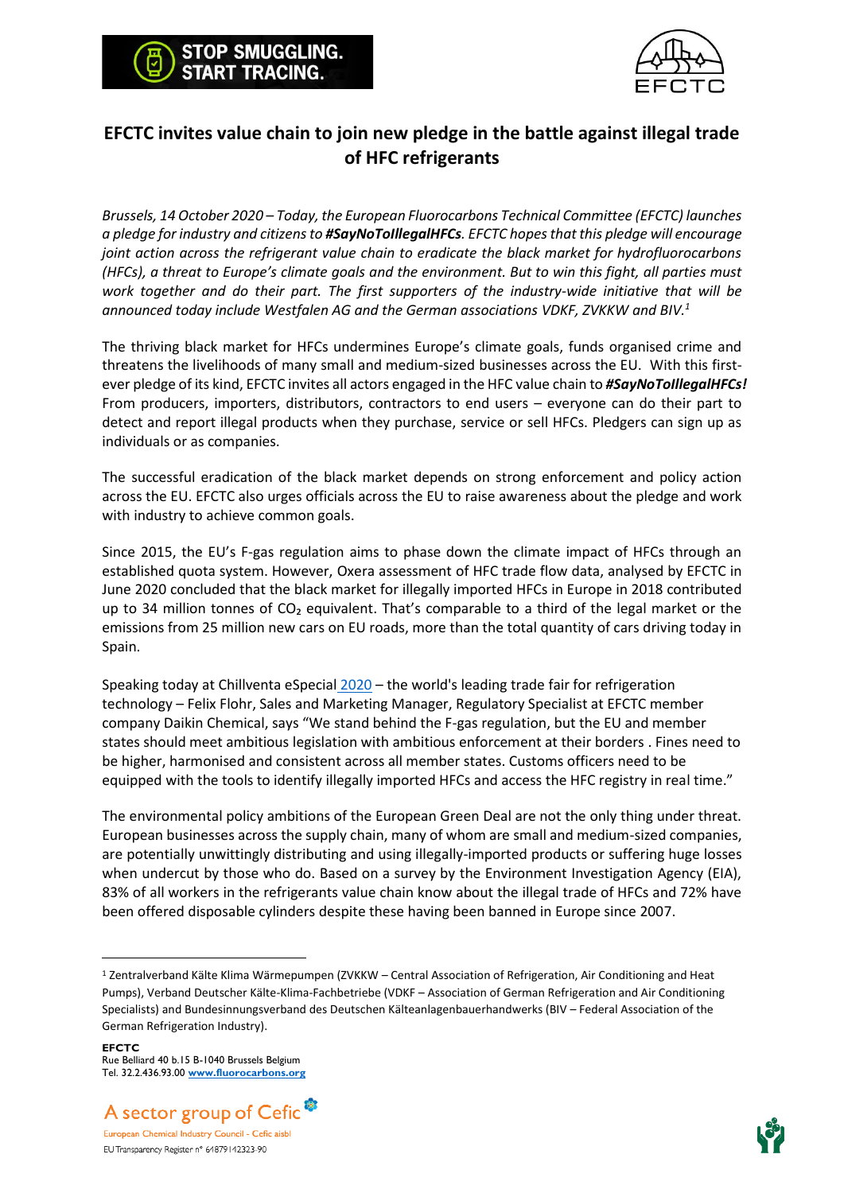STOP SMUGGLING. START TRACING.

# EFCTC invites value chain to join new pledge in the battle against illegal trade of HFC refrigerants

*Brussels, 14 October 2020 – Today, the European Fluorocarbons Technical Committee (EFCTC) launches a pledge for industry and citizens to **#SayNoToIllegalHFCs**. EFCTC hopes that this pledge will encourage joint action across the refrigerant value chain to eradicate the black market for hydrofluorocarbons (HFCs), a threat to Europe's climate goals and the environment. But to win this fight, all parties must work together and do their part. The first supporters of the industry-wide initiative that will be announced today include Westfalen AG and the German associations VDKF, ZVKKW and BIV.*[1]

The thriving black market for HFCs undermines Europe's climate goals, funds organised crime and threatens the livelihoods of many small and medium-sized businesses across the EU. With this first-ever pledge of its kind, EFCTC invites all actors engaged in the HFC value chain to ***#SayNoToIllegalHFCs!*** From producers, importers, distributors, contractors to end users – everyone can do their part to detect and report illegal products when they purchase, service or sell HFCs. Pledgers can sign up as individuals or as companies.

The successful eradication of the black market depends on strong enforcement and policy action across the EU. EFCTC also urges officials across the EU to raise awareness about the pledge and work with industry to achieve common goals.

Since 2015, the EU's F-gas regulation aims to phase down the climate impact of HFCs through an established quota system. However, Oxera assessment of HFC trade flow data, analysed by EFCTC in June 2020 concluded that the black market for illegally imported HFCs in Europe in 2018 contributed up to 34 million tonnes of $CO_2$ equivalent. That's comparable to a third of the legal market or the emissions from 25 million new cars on EU roads, more than the total quantity of cars driving today in Spain.

Speaking today at Chillventa eSpecial 2020 – the world's leading trade fair for refrigeration technology – Felix Flohr, Sales and Marketing Manager, Regulatory Specialist at EFCTC member company Daikin Chemical, says "We stand behind the F-gas regulation, but the EU and member states should meet ambitious legislation with ambitious enforcement at their borders . Fines need to be higher, harmonised and consistent across all member states. Customs officers need to be equipped with the tools to identify illegally imported HFCs and access the HFC registry in real time."

The environmental policy ambitions of the European Green Deal are not the only thing under threat. European businesses across the supply chain, many of whom are small and medium-sized companies, are potentially unwittingly distributing and using illegally-imported products or suffering huge losses when undercut by those who do. Based on a survey by the Environment Investigation Agency (EIA), 83% of all workers in the refrigerants value chain know about the illegal trade of HFCs and 72% have been offered disposable cylinders despite these having been banned in Europe since 2007.

---

[1] Zentralverband Kälte Klima Wärmepumpen (ZVKKW – Central Association of Refrigeration, Air Conditioning and Heat Pumps), Verband Deutscher Kälte-Klima-Fachbetriebe (VDKF – Association of German Refrigeration and Air Conditioning Specialists) and Bundesinnungsverband des Deutschen Kälteanlagenbauerhandwerks (BIV – Federal Association of the German Refrigeration Industry).

**EFCTC**
Rue Belliard 40 b.15 B-1040 Brussels Belgium
Tel. 32.2.436.93.00 **www.fluorocarbons.org**

A sector group of Cefic
European Chemical Industry Council - Cefic aisbl
EU Transparency Register n° 64879142323-90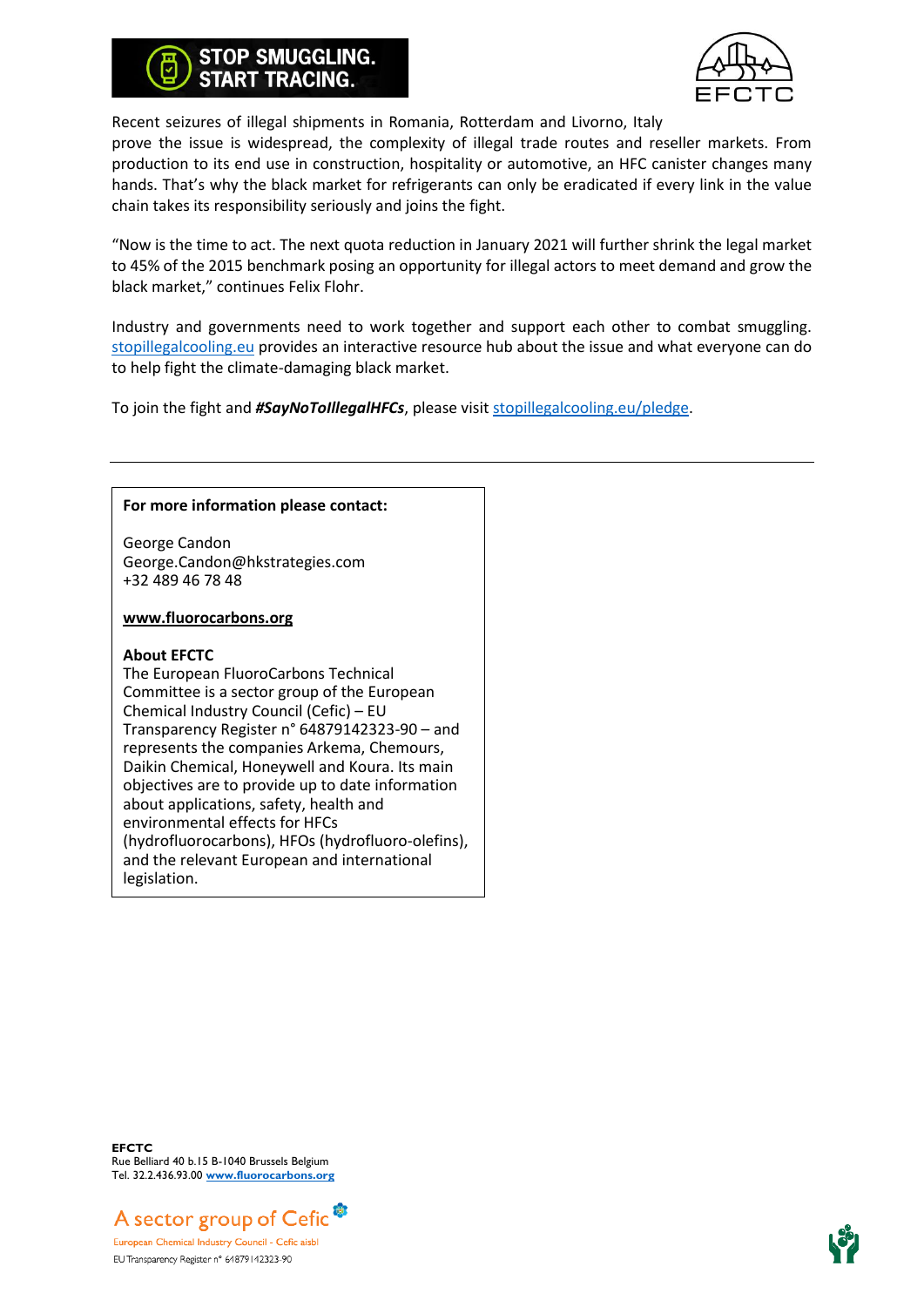Recent seizures of illegal shipments in Romania, Rotterdam and Livorno, Italy prove the issue is widespread, the complexity of illegal trade routes and reseller markets. From production to its end use in construction, hospitality or automotive, an HFC canister changes many hands. That's why the black market for refrigerants can only be eradicated if every link in the value chain takes its responsibility seriously and joins the fight.

"Now is the time to act. The next quota reduction in January 2021 will further shrink the legal market to 45% of the 2015 benchmark posing an opportunity for illegal actors to meet demand and grow the black market," continues Felix Flohr.

Industry and governments need to work together and support each other to combat smuggling. stopillegalcooling.eu provides an interactive resource hub about the issue and what everyone can do to help fight the climate-damaging black market.

To join the fight and ***#SayNoToIllegalHFCs***, please visit stopillegalcooling.eu/pledge.

---

**For more information please contact:**

George Candon
George.Candon@hkstrategies.com
+32 489 46 78 48

**www.fluorocarbons.org**

**About EFCTC**
The European FluoroCarbons Technical Committee is a sector group of the European Chemical Industry Council (Cefic) – EU Transparency Register n° 64879142323-90 – and represents the companies Arkema, Chemours, Daikin Chemical, Honeywell and Koura. Its main objectives are to provide up to date information about applications, safety, health and environmental effects for HFCs (hydrofluorocarbons), HFOs (hydrofluoro-olefins), and the relevant European and international legislation.

**EFCTC**
Rue Belliard 40 b.15 B-1040 Brussels Belgium
Tel. 32.2.436.93.00 **www.fluorocarbons.org**

A sector group of Cefic
European Chemical Industry Council - Cefic aisbl
EU Transparency Register n° 64879142323-90